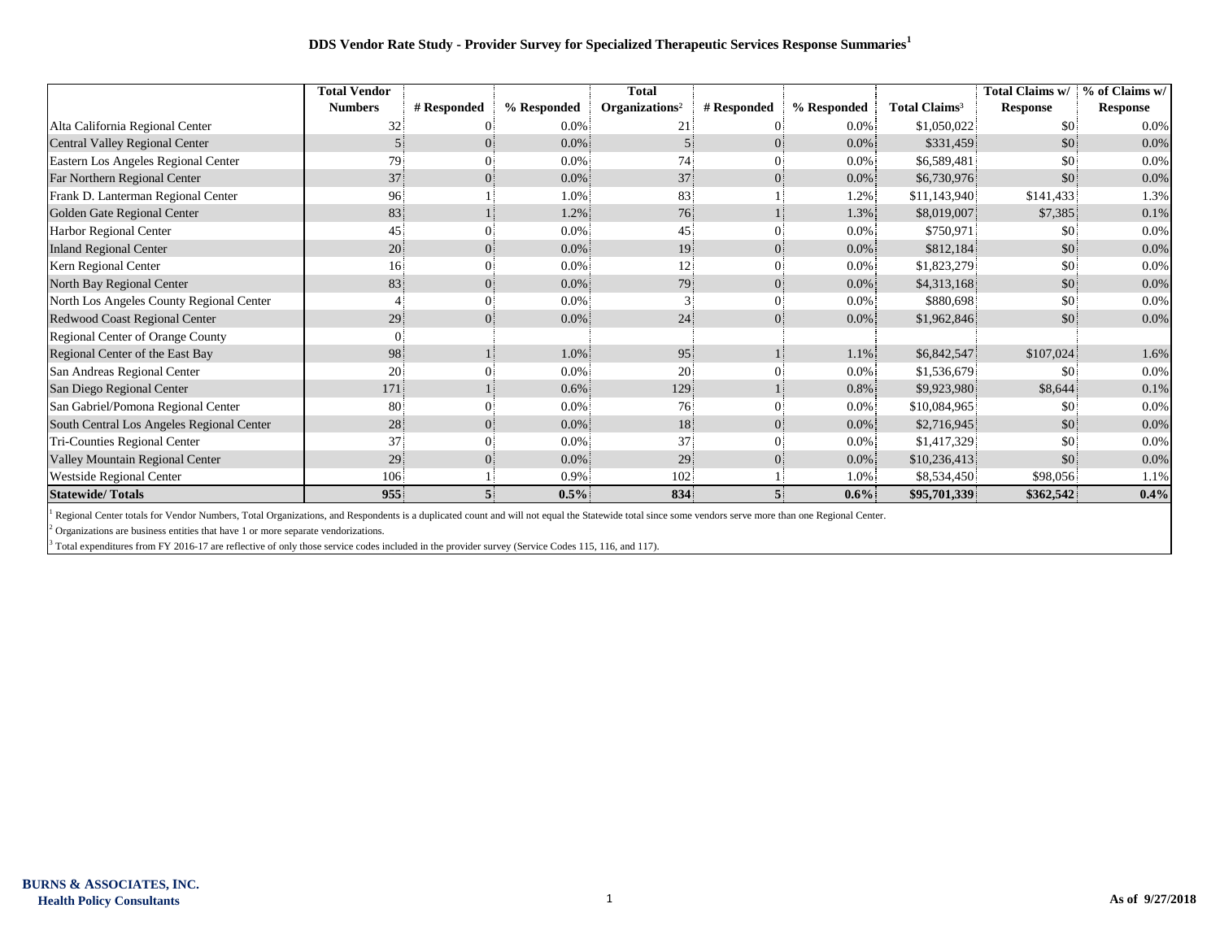# DDS Vendor Rate Study - Provider Survey for Specialized Therapeutic Services Response Summaries[1]

| | Total Vendor Numbers | # Responded | % Responded | Total Organizations[2] | # Responded | % Responded | Total Claims[3] | Total Claims w/ Response | % of Claims w/ Response |
|---|---|---|---|---|---|---|---|---|---|
| Alta California Regional Center | 32 | 0 | 0.0% | 21 | 0 | 0.0% | $1,050,022 | $0 | 0.0% |
| Central Valley Regional Center | 5 | 0 | 0.0% | 5 | 0 | 0.0% | $331,459 | $0 | 0.0% |
| Eastern Los Angeles Regional Center | 79 | 0 | 0.0% | 74 | 0 | 0.0% | $6,589,481 | $0 | 0.0% |
| Far Northern Regional Center | 37 | 0 | 0.0% | 37 | 0 | 0.0% | $6,730,976 | $0 | 0.0% |
| Frank D. Lanterman Regional Center | 96 | 1 | 1.0% | 83 | 1 | 1.2% | $11,143,940 | $141,433 | 1.3% |
| Golden Gate Regional Center | 83 | 1 | 1.2% | 76 | 1 | 1.3% | $8,019,007 | $7,385 | 0.1% |
| Harbor Regional Center | 45 | 0 | 0.0% | 45 | 0 | 0.0% | $750,971 | $0 | 0.0% |
| Inland Regional Center | 20 | 0 | 0.0% | 19 | 0 | 0.0% | $812,184 | $0 | 0.0% |
| Kern Regional Center | 16 | 0 | 0.0% | 12 | 0 | 0.0% | $1,823,279 | $0 | 0.0% |
| North Bay Regional Center | 83 | 0 | 0.0% | 79 | 0 | 0.0% | $4,313,168 | $0 | 0.0% |
| North Los Angeles County Regional Center | 4 | 0 | 0.0% | 3 | 0 | 0.0% | $880,698 | $0 | 0.0% |
| Redwood Coast Regional Center | 29 | 0 | 0.0% | 24 | 0 | 0.0% | $1,962,846 | $0 | 0.0% |
| Regional Center of Orange County | 0 | | | | | | | | |
| Regional Center of the East Bay | 98 | 1 | 1.0% | 95 | 1 | 1.1% | $6,842,547 | $107,024 | 1.6% |
| San Andreas Regional Center | 20 | 0 | 0.0% | 20 | 0 | 0.0% | $1,536,679 | $0 | 0.0% |
| San Diego Regional Center | 171 | 1 | 0.6% | 129 | 1 | 0.8% | $9,923,980 | $8,644 | 0.1% |
| San Gabriel/Pomona Regional Center | 80 | 0 | 0.0% | 76 | 0 | 0.0% | $10,084,965 | $0 | 0.0% |
| South Central Los Angeles Regional Center | 28 | 0 | 0.0% | 18 | 0 | 0.0% | $2,716,945 | $0 | 0.0% |
| Tri-Counties Regional Center | 37 | 0 | 0.0% | 37 | 0 | 0.0% | $1,417,329 | $0 | 0.0% |
| Valley Mountain Regional Center | 29 | 0 | 0.0% | 29 | 0 | 0.0% | $10,236,413 | $0 | 0.0% |
| Westside Regional Center | 106 | 1 | 0.9% | 102 | 1 | 1.0% | $8,534,450 | $98,056 | 1.1% |
| **Statewide/ Totals** | **955** | **5** | **0.5%** | **834** | **5** | **0.6%** | **$95,701,339** | **$362,542** | **0.4%** |

[1] Regional Center totals for Vendor Numbers, Total Organizations, and Respondents is a duplicated count and will not equal the Statewide total since some vendors serve more than one Regional Center.

[2] Organizations are business entities that have 1 or more separate vendorizations.

[3] Total expenditures from FY 2016-17 are reflective of only those service codes included in the provider survey (Service Codes 115, 116, and 117).

**BURNS & ASSOCIATES, INC.**
**Health Policy Consultants**

**As of 9/27/2018**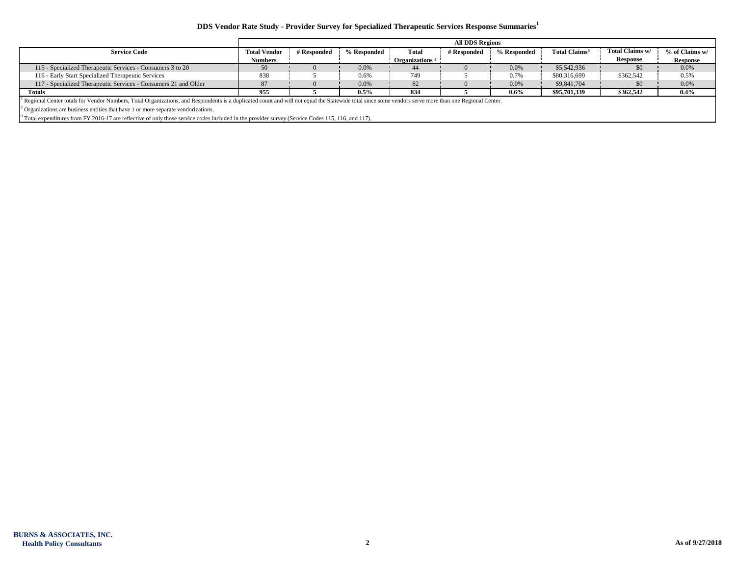## DDS Vendor Rate Study - Provider Survey for Specialized Therapeutic Services Response Summaries[1]

| Service Code | All DDS Regions | | | | | | | | |
|---|---|---|---|---|---|---|---|---|---|
| | Total Vendor Numbers | # Responded | % Responded | Total Organizations [2] | # Responded | % Responded | Total Claims[3] | Total Claims w/ Response | % of Claims w/ Response |
| 115 - Specialized Therapeutic Services - Consumers 3 to 20 | 50 | 0 | 0.0% | 44 | 0 | 0.0% | $5,542,936 | $0 | 0.0% |
| 116 - Early Start Specialized Therapeutic Services | 838 | 5 | 0.6% | 749 | 5 | 0.7% | $80,316,699 | $362,542 | 0.5% |
| 117 - Specialized Therapeutic Services - Consumers 21 and Older | 87 | 0 | 0.0% | 82 | 0 | 0.0% | $9,841,704 | $0 | 0.0% |
| **Totals** | **955** | **5** | **0.5%** | **834** | **5** | **0.6%** | **$95,701,339** | **$362,542** | **0.4%** |

[1] Regional Center totals for Vendor Numbers, Total Organizations, and Respondents is a duplicated count and will not equal the Statewide total since some vendors serve more than one Regional Center.

[2] Organizations are business entities that have 1 or more separate vendorizations.

[3] Total expenditures from FY 2016-17 are reflective of only those service codes included in the provider survey (Service Codes 115, 116, and 117).

**BURNS & ASSOCIATES, INC.**
**Health Policy Consultants**

**As of 9/27/2018**